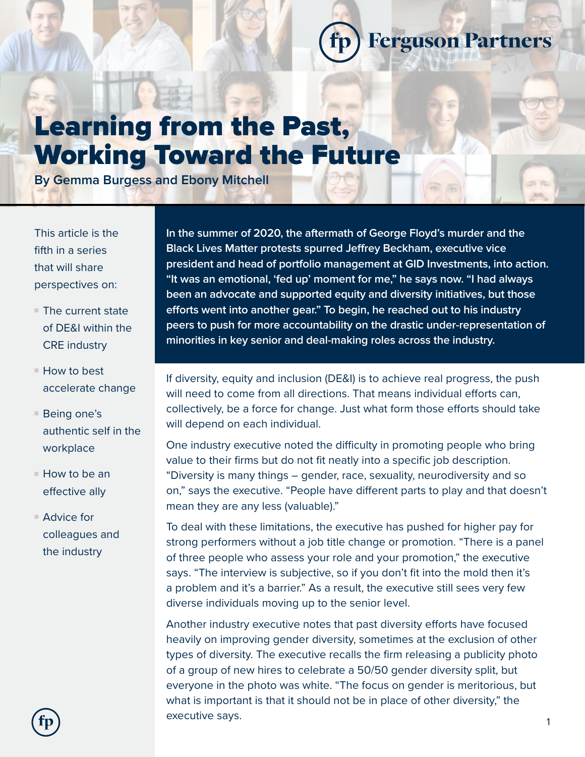Ferguson Partners

# Learning from the Past, Working Toward the Future

**By Gemma Burgess and Ebony Mitchell**

This article is the fifth in a series that will share perspectives on:

- The current state of DE&I within the CRE industry
- How to best accelerate change
- Being one's authentic self in the workplace
- How to be an effective ally
- Advice for colleagues and the industry

**In the summer of 2020, the aftermath of George Floyd's murder and the Black Lives Matter protests spurred Jeffrey Beckham, executive vice president and head of portfolio management at GID Investments, into action. "It was an emotional, 'fed up' moment for me," he says now. "I had always been an advocate and supported equity and diversity initiatives, but those efforts went into another gear." To begin, he reached out to his industry peers to push for more accountability on the drastic under-representation of minorities in key senior and deal-making roles across the industry.**

If diversity, equity and inclusion (DE&I) is to achieve real progress, the push will need to come from all directions. That means individual efforts can, collectively, be a force for change. Just what form those efforts should take will depend on each individual.

One industry executive noted the difficulty in promoting people who bring value to their firms but do not fit neatly into a specific job description. "Diversity is many things – gender, race, sexuality, neurodiversity and so on," says the executive. "People have different parts to play and that doesn't mean they are any less (valuable)."

To deal with these limitations, the executive has pushed for higher pay for strong performers without a job title change or promotion. "There is a panel of three people who assess your role and your promotion," the executive says. "The interview is subjective, so if you don't fit into the mold then it's a problem and it's a barrier." As a result, the executive still sees very few diverse individuals moving up to the senior level.

Another industry executive notes that past diversity efforts have focused heavily on improving gender diversity, sometimes at the exclusion of other types of diversity. The executive recalls the firm releasing a publicity photo of a group of new hires to celebrate a 50/50 gender diversity split, but everyone in the photo was white. "The focus on gender is meritorious, but what is important is that it should not be in place of other diversity," the executive says.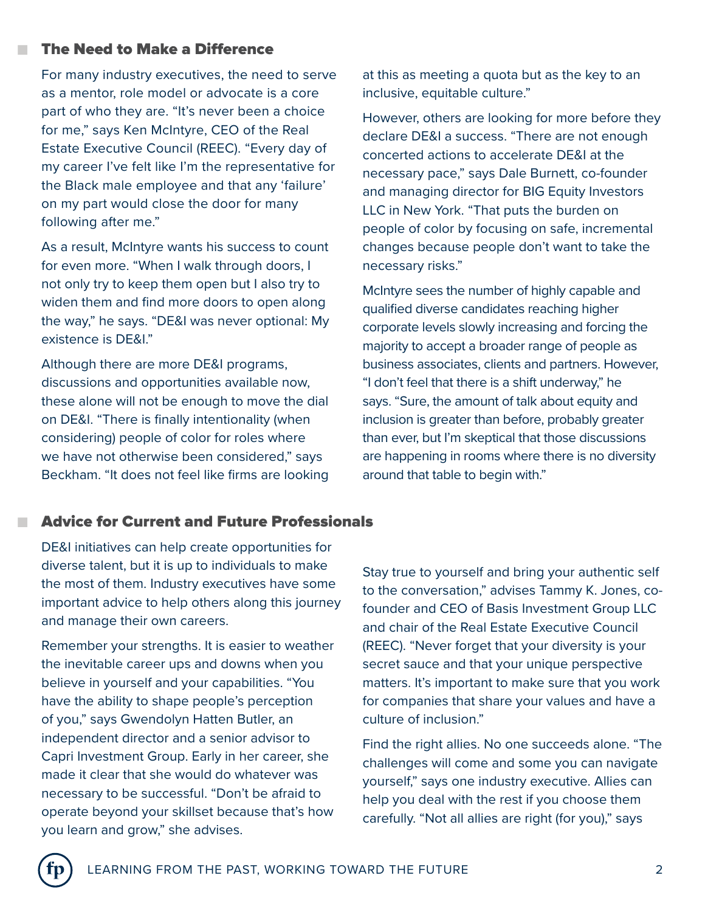## The Need to Make a Difference

For many industry executives, the need to serve as a mentor, role model or advocate is a core part of who they are. "It's never been a choice for me," says Ken McIntyre, CEO of the Real Estate Executive Council (REEC). "Every day of my career I've felt like I'm the representative for the Black male employee and that any 'failure' on my part would close the door for many following after me."

As a result, McIntyre wants his success to count for even more. "When I walk through doors, I not only try to keep them open but I also try to widen them and find more doors to open along the way," he says. "DE&I was never optional: My existence is DE&I."

Although there are more DE&I programs, discussions and opportunities available now, these alone will not be enough to move the dial on DE&I. "There is finally intentionality (when considering) people of color for roles where we have not otherwise been considered," says Beckham. "It does not feel like firms are looking at this as meeting a quota but as the key to an inclusive, equitable culture."

However, others are looking for more before they declare DE&I a success. "There are not enough concerted actions to accelerate DE&I at the necessary pace," says Dale Burnett, co-founder and managing director for BIG Equity Investors LLC in New York. "That puts the burden on people of color by focusing on safe, incremental changes because people don't want to take the necessary risks."

McIntyre sees the number of highly capable and qualified diverse candidates reaching higher corporate levels slowly increasing and forcing the majority to accept a broader range of people as business associates, clients and partners. However, "I don't feel that there is a shift underway," he says. "Sure, the amount of talk about equity and inclusion is greater than before, probably greater than ever, but I'm skeptical that those discussions are happening in rooms where there is no diversity around that table to begin with."

## Advice for Current and Future Professionals

DE&I initiatives can help create opportunities for diverse talent, but it is up to individuals to make the most of them. Industry executives have some important advice to help others along this journey and manage their own careers.

Remember your strengths. It is easier to weather the inevitable career ups and downs when you believe in yourself and your capabilities. "You have the ability to shape people's perception of you," says Gwendolyn Hatten Butler, an independent director and a senior advisor to Capri Investment Group. Early in her career, she made it clear that she would do whatever was necessary to be successful. "Don't be afraid to operate beyond your skillset because that's how you learn and grow," she advises.

Stay true to yourself and bring your authentic self to the conversation," advises Tammy K. Jones, co-founder and CEO of Basis Investment Group LLC and chair of the Real Estate Executive Council (REEC). "Never forget that your diversity is your secret sauce and that your unique perspective matters. It's important to make sure that you work for companies that share your values and have a culture of inclusion."

Find the right allies. No one succeeds alone. "The challenges will come and some you can navigate yourself," says one industry executive. Allies can help you deal with the rest if you choose them carefully. "Not all allies are right (for you)," says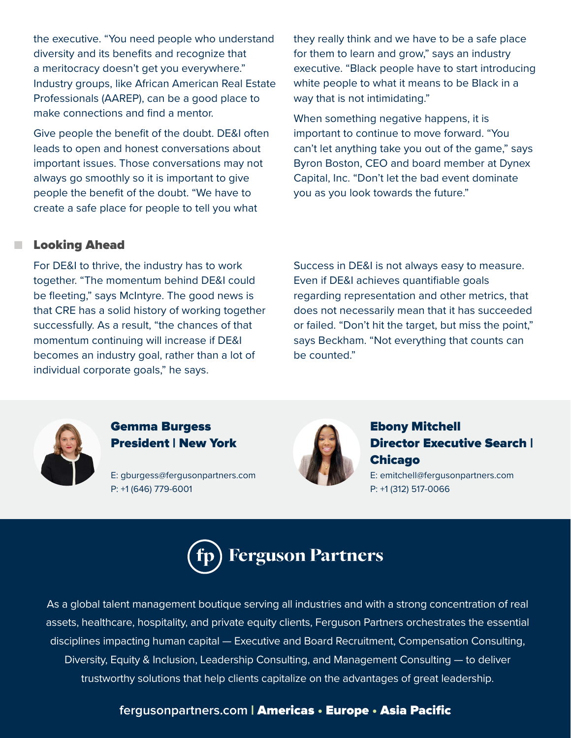the executive. "You need people who understand diversity and its benefits and recognize that a meritocracy doesn't get you everywhere." Industry groups, like African American Real Estate Professionals (AAREP), can be a good place to make connections and find a mentor.

Give people the benefit of the doubt. DE&I often leads to open and honest conversations about important issues. Those conversations may not always go smoothly so it is important to give people the benefit of the doubt. "We have to create a safe place for people to tell you what they really think and we have to be a safe place for them to learn and grow," says an industry executive. "Black people have to start introducing white people to what it means to be Black in a way that is not intimidating."

When something negative happens, it is important to continue to move forward. "You can't let anything take you out of the game," says Byron Boston, CEO and board member at Dynex Capital, Inc. "Don't let the bad event dominate you as you look towards the future."

## Looking Ahead

For DE&I to thrive, the industry has to work together. "The momentum behind DE&I could be fleeting," says McIntyre. The good news is that CRE has a solid history of working together successfully. As a result, "the chances of that momentum continuing will increase if DE&I becomes an industry goal, rather than a lot of individual corporate goals," he says.

Success in DE&I is not always easy to measure. Even if DE&I achieves quantifiable goals regarding representation and other metrics, that does not necessarily mean that it has succeeded or failed. "Don't hit the target, but miss the point," says Beckham. "Not everything that counts can be counted."

**Gemma Burgess**
**President | New York**

E: gburgess@fergusonpartners.com
P: +1 (646) 779-6001

**Ebony Mitchell**
**Director Executive Search | Chicago**

E: emitchell@fergusonpartners.com
P: +1 (312) 517-0066

**Ferguson Partners**

As a global talent management boutique serving all industries and with a strong concentration of real assets, healthcare, hospitality, and private equity clients, Ferguson Partners orchestrates the essential disciplines impacting human capital — Executive and Board Recruitment, Compensation Consulting, Diversity, Equity & Inclusion, Leadership Consulting, and Management Consulting — to deliver trustworthy solutions that help clients capitalize on the advantages of great leadership.

fergusonpartners.com | **Americas • Europe • Asia Pacific**